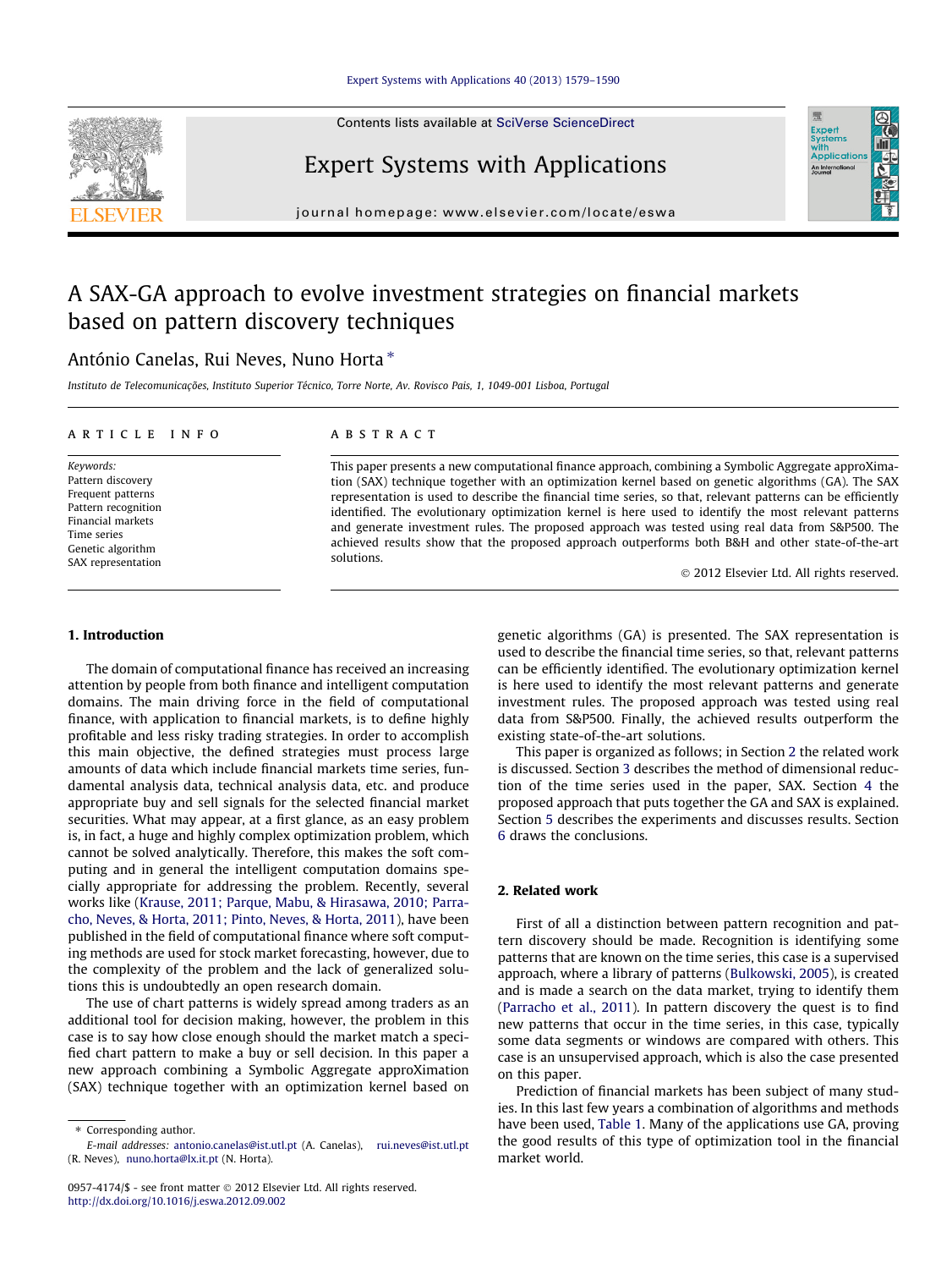# A SAX-GA approach to evolve investment strategies on financial markets based on pattern discovery techniques

António Canelas, Rui Neves, Nuno Horta *

*Instituto de Telecomunicações, Instituto Superior Técnico, Torre Norte, Av. Rovisco Pais, 1, 1049-001 Lisboa, Portugal*

## ARTICLE INFO

*Keywords:*
Pattern discovery
Frequent patterns
Pattern recognition
Financial markets
Time series
Genetic algorithm
SAX representation

## ABSTRACT

This paper presents a new computational finance approach, combining a Symbolic Aggregate approXimation (SAX) technique together with an optimization kernel based on genetic algorithms (GA). The SAX representation is used to describe the financial time series, so that, relevant patterns can be efficiently identified. The evolutionary optimization kernel is here used to identify the most relevant patterns and generate investment rules. The proposed approach was tested using real data from S&P500. The achieved results show that the proposed approach outperforms both B&H and other state-of-the-art solutions.

© 2012 Elsevier Ltd. All rights reserved.

## 1. Introduction

The domain of computational finance has received an increasing attention by people from both finance and intelligent computation domains. The main driving force in the field of computational finance, with application to financial markets, is to define highly profitable and less risky trading strategies. In order to accomplish this main objective, the defined strategies must process large amounts of data which include financial markets time series, fundamental analysis data, technical analysis data, etc. and produce appropriate buy and sell signals for the selected financial market securities. What may appear, at a first glance, as an easy problem is, in fact, a huge and highly complex optimization problem, which cannot be solved analytically. Therefore, this makes the soft computing and in general the intelligent computation domains specially appropriate for addressing the problem. Recently, several works like (Krause, 2011; Parque, Mabu, & Hirasawa, 2010; Parracho, Neves, & Horta, 2011; Pinto, Neves, & Horta, 2011), have been published in the field of computational finance where soft computing methods are used for stock market forecasting, however, due to the complexity of the problem and the lack of generalized solutions this is undoubtedly an open research domain.

The use of chart patterns is widely spread among traders as an additional tool for decision making, however, the problem in this case is to say how close enough should the market match a specified chart pattern to make a buy or sell decision. In this paper a new approach combining a Symbolic Aggregate approXimation (SAX) technique together with an optimization kernel based on genetic algorithms (GA) is presented. The SAX representation is used to describe the financial time series, so that, relevant patterns can be efficiently identified. The evolutionary optimization kernel is here used to identify the most relevant patterns and generate investment rules. The proposed approach was tested using real data from S&P500. Finally, the achieved results outperform the existing state-of-the-art solutions.

This paper is organized as follows; in Section 2 the related work is discussed. Section 3 describes the method of dimensional reduction of the time series used in the paper, SAX. Section 4 the proposed approach that puts together the GA and SAX is explained. Section 5 describes the experiments and discusses results. Section 6 draws the conclusions.

## 2. Related work

First of all a distinction between pattern recognition and pattern discovery should be made. Recognition is identifying some patterns that are known on the time series, this case is a supervised approach, where a library of patterns (Bulkowski, 2005), is created and is made a search on the data market, trying to identify them (Parracho et al., 2011). In pattern discovery the quest is to find new patterns that occur in the time series, in this case, typically some data segments or windows are compared with others. This case is an unsupervised approach, which is also the case presented on this paper.

Prediction of financial markets has been subject of many studies. In this last few years a combination of algorithms and methods have been used, Table 1. Many of the applications use GA, proving the good results of this type of optimization tool in the financial market world.

---

* Corresponding author.
*E-mail addresses:* antonio.canelas@ist.utl.pt (A. Canelas), rui.neves@ist.utl.pt (R. Neves), nuno.horta@lx.it.pt (N. Horta).

0957-4174/$ - see front matter © 2012 Elsevier Ltd. All rights reserved.
http://dx.doi.org/10.1016/j.eswa.2012.09.002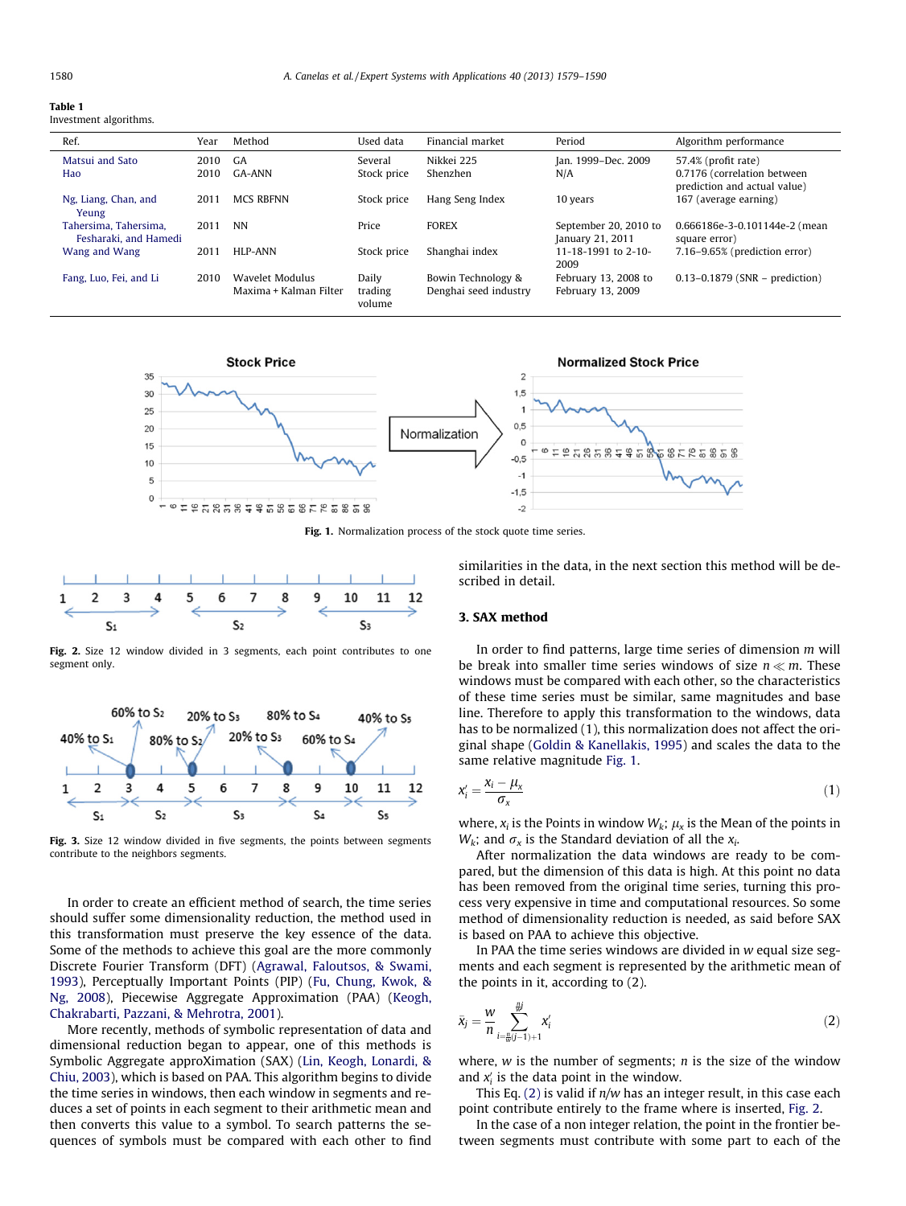**Table 1**
Investment algorithms.

| Ref. | Year | Method | Used data | Financial market | Period | Algorithm performance |
|---|---|---|---|---|---|---|
| Matsui and Sato | 2010 | GA | Several | Nikkei 225 | Jan. 1999–Dec. 2009 | 57.4% (profit rate) |
| Hao | 2010 | GA-ANN | Stock price | Shenzhen | N/A | 0.7176 (correlation between prediction and actual value) |
| Ng, Liang, Chan, and Yeung | 2011 | MCS RBFNN | Stock price | Hang Seng Index | 10 years | 167 (average earning) |
| Tahersima, Tahersima, Fesharaki, and Hamedi | 2011 | NN | Price | FOREX | September 20, 2010 to January 21, 2011 | 0.666186e-3-0.101144e-2 (mean square error) |
| Wang and Wang | 2011 | HLP-ANN | Stock price | Shanghai index | 11-18-1991 to 2-10-2009 | 7.16–9.65% (prediction error) |
| Fang, Luo, Fei, and Li | 2010 | Wavelet Modulus Maxima + Kalman Filter | Daily trading volume | Bowin Technology & Denghai seed industry | February 13, 2008 to February 13, 2009 | 0.13–0.1879 (SNR – prediction) |

**Fig. 1.** Normalization process of the stock quote time series.

**Fig. 2.** Size 12 window divided in 3 segments, each point contributes to one segment only.

**Fig. 3.** Size 12 window divided in five segments, the points between segments contribute to the neighbors segments.

In order to create an efficient method of search, the time series should suffer some dimensionality reduction, the method used in this transformation must preserve the key essence of the data. Some of the methods to achieve this goal are the more commonly Discrete Fourier Transform (DFT) (Agrawal, Faloutsos, & Swami, 1993), Perceptually Important Points (PIP) (Fu, Chung, Kwok, & Ng, 2008), Piecewise Aggregate Approximation (PAA) (Keogh, Chakrabarti, Pazzani, & Mehrotra, 2001).

More recently, methods of symbolic representation of data and dimensional reduction began to appear, one of this methods is Symbolic Aggregate approXimation (SAX) (Lin, Keogh, Lonardi, & Chiu, 2003), which is based on PAA. This algorithm begins to divide the time series in windows, then each window in segments and reduces a set of points in each segment to their arithmetic mean and then converts this value to a symbol. To search patterns the sequences of symbols must be compared with each other to find similarities in the data, in the next section this method will be described in detail.

## 3. SAX method

In order to find patterns, large time series of dimension $m$ will be break into smaller time series windows of size $n \ll m$. These windows must be compared with each other, so the characteristics of these time series must be similar, same magnitudes and base line. Therefore to apply this transformation to the windows, data has to be normalized (1), this normalization does not affect the original shape (Goldin & Kanellakis, 1995) and scales the data to the same relative magnitude Fig. 1.

$$x'_i = \frac{x_i - \mu_x}{\sigma_x} \tag{1}$$

where, $x_i$ is the Points in window $W_k$; $\mu_x$ is the Mean of the points in $W_k$; and $\sigma_x$ is the Standard deviation of all the $x_i$.

After normalization the data windows are ready to be compared, but the dimension of this data is high. At this point no data has been removed from the original time series, turning this process very expensive in time and computational resources. So some method of dimensionality reduction is needed, as said before SAX is based on PAA to achieve this objective.

In PAA the time series windows are divided in $w$ equal size segments and each segment is represented by the arithmetic mean of the points in it, according to (2).

$$\bar{x}_j = \frac{w}{n} \sum_{i=\frac{n}{w}(j-1)+1}^{\frac{n}{w}j} x'_i \tag{2}$$

where, $w$ is the number of segments; $n$ is the size of the window and $x'_i$ is the data point in the window.

This Eq. (2) is valid if $n/w$ has an integer result, in this case each point contribute entirely to the frame where is inserted, Fig. 2.

In the case of a non integer relation, the point in the frontier between segments must contribute with some part to each of the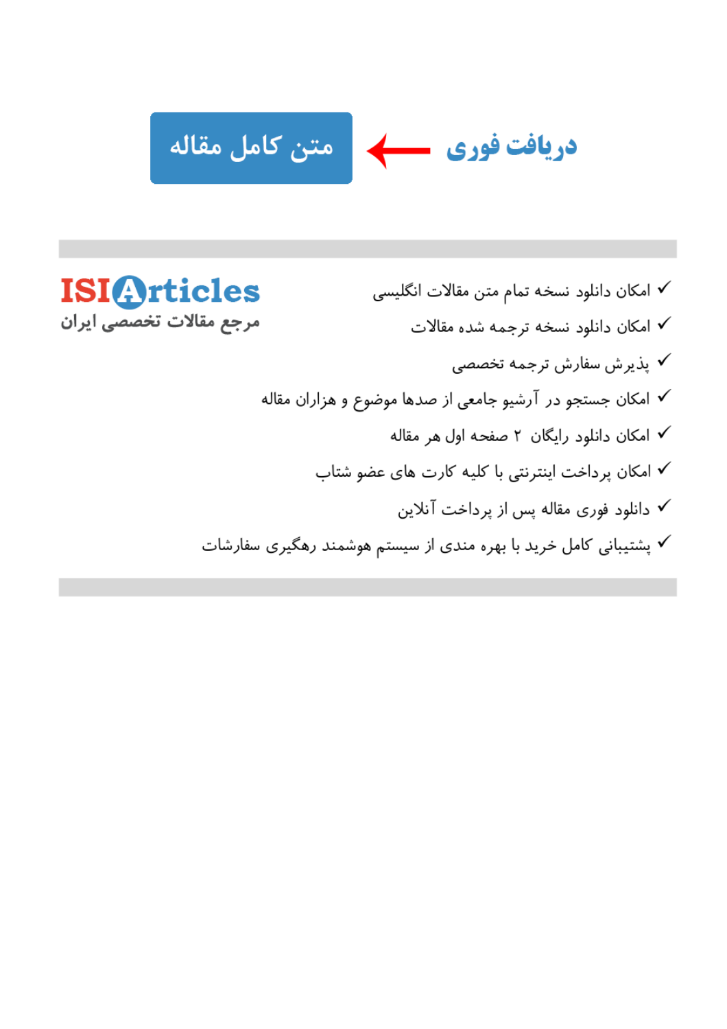دریافت فوری ← **متن کامل مقاله**

**ISIArticles**
مرجع مقالات تخصصی ایران

- ✓ امکان دانلود نسخه تمام متن مقالات انگلیسی
- ✓ امکان دانلود نسخه ترجمه شده مقالات
- ✓ پذیرش سفارش ترجمه تخصصی
- ✓ امکان جستجو در آرشیو جامعی از صدها موضوع و هزاران مقاله
- ✓ امکان دانلود رایگان ۲ صفحه اول هر مقاله
- ✓ امکان پرداخت اینترنتی با کلیه کارت های عضو شتاب
- ✓ دانلود فوری مقاله پس از پرداخت آنلاین
- ✓ پشتیبانی کامل خرید با بهره مندی از سیستم هوشمند رهگیری سفارشات